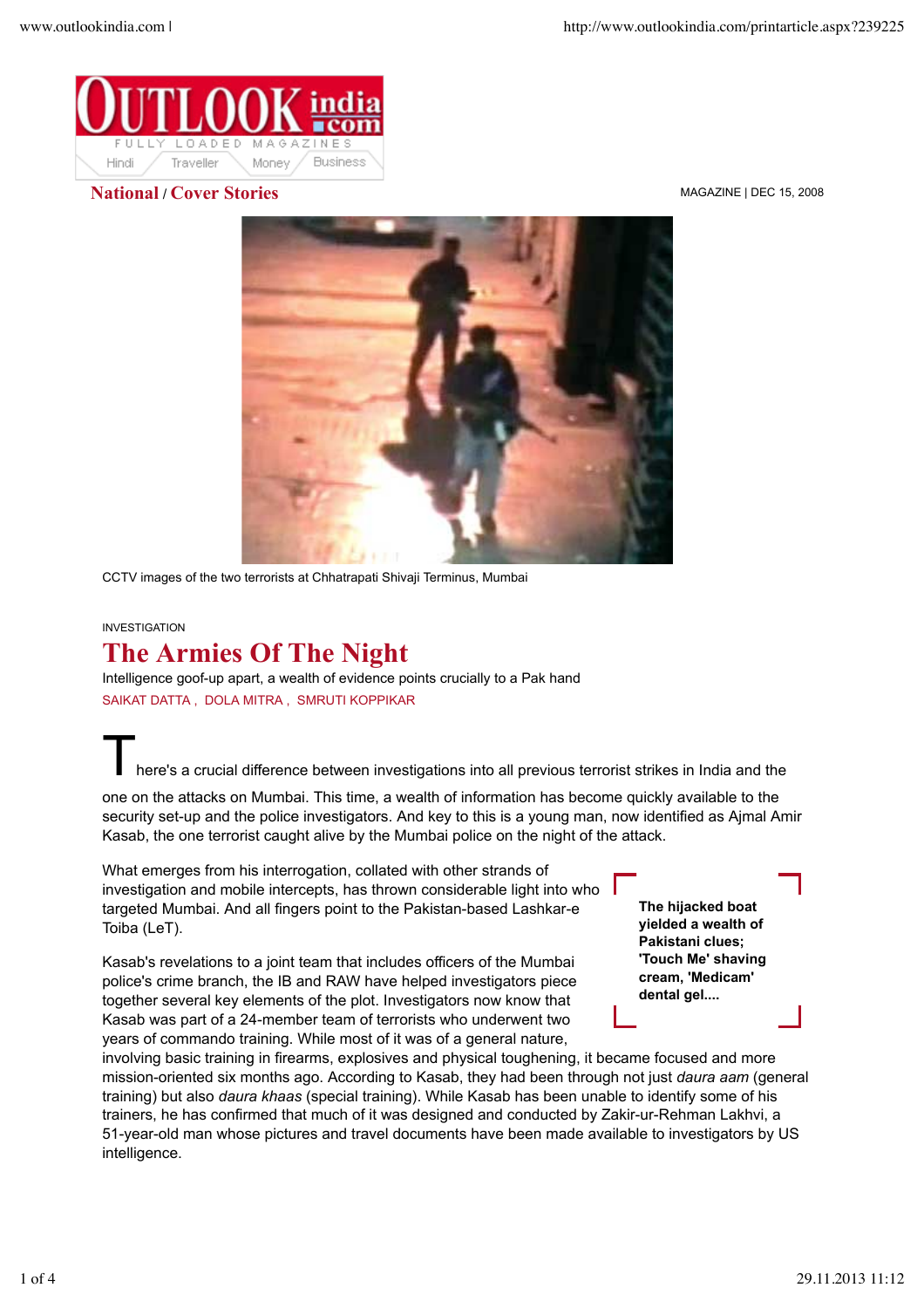**National / Cover Stories**

MAGAZINE | DEC 15, 2008

CCTV images of the two terrorists at Chhatrapati Shivaji Terminus, Mumbai

INVESTIGATION

# The Armies Of The Night

Intelligence goof-up apart, a wealth of evidence points crucially to a Pak hand

SAIKAT DATTA , DOLA MITRA , SMRUTI KOPPIKAR

There's a crucial difference between investigations into all previous terrorist strikes in India and the one on the attacks on Mumbai. This time, a wealth of information has become quickly available to the security set-up and the police investigators. And key to this is a young man, now identified as Ajmal Amir Kasab, the one terrorist caught alive by the Mumbai police on the night of the attack.

What emerges from his interrogation, collated with other strands of investigation and mobile intercepts, has thrown considerable light into who targeted Mumbai. And all fingers point to the Pakistan-based Lashkar-e Toiba (LeT).

> **The hijacked boat yielded a wealth of Pakistani clues; 'Touch Me' shaving cream, 'Medicam' dental gel....**

Kasab's revelations to a joint team that includes officers of the Mumbai police's crime branch, the IB and RAW have helped investigators piece together several key elements of the plot. Investigators now know that Kasab was part of a 24-member team of terrorists who underwent two years of commando training. While most of it was of a general nature, involving basic training in firearms, explosives and physical toughening, it became focused and more mission-oriented six months ago. According to Kasab, they had been through not just *daura aam* (general training) but also *daura khaas* (special training). While Kasab has been unable to identify some of his trainers, he has confirmed that much of it was designed and conducted by Zakir-ur-Rehman Lakhvi, a 51-year-old man whose pictures and travel documents have been made available to investigators by US intelligence.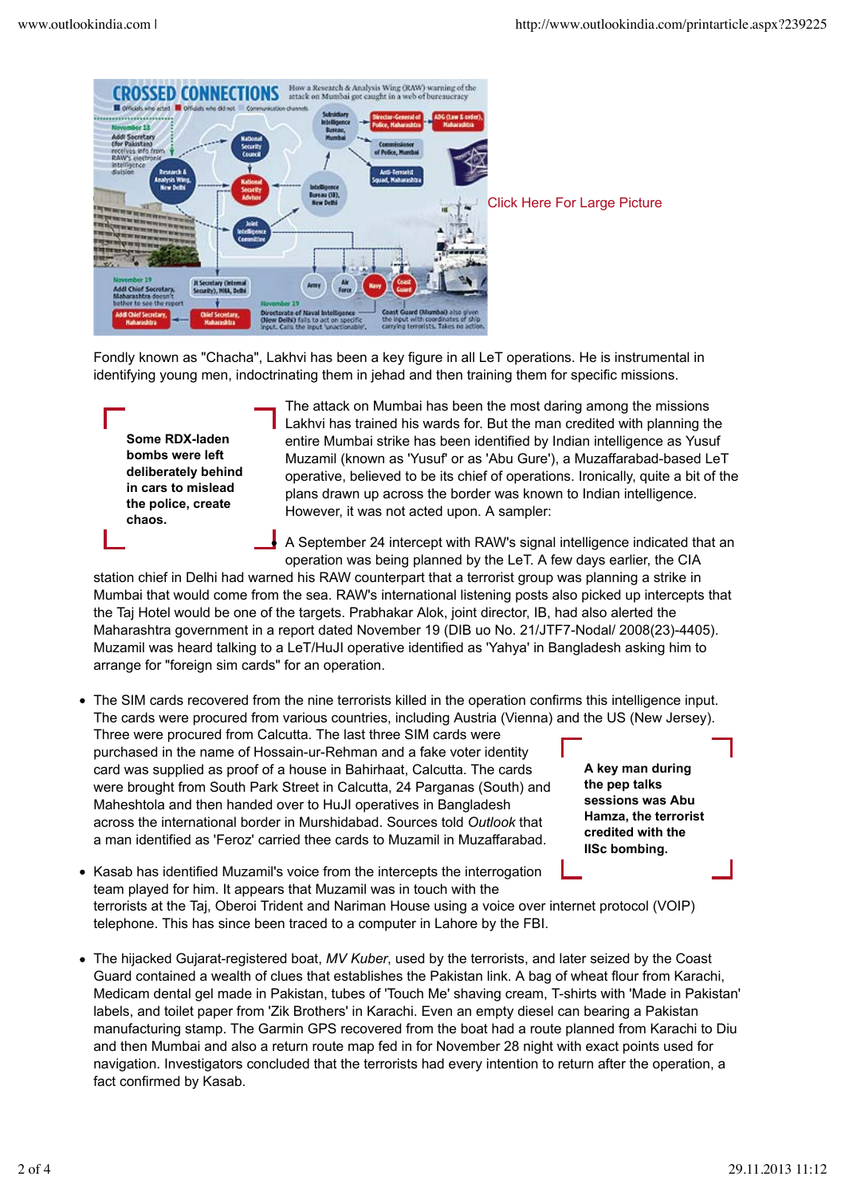Click Here For Large Picture

Fondly known as "Chacha", Lakhvi has been a key figure in all LeT operations. He is instrumental in identifying young men, indoctrinating them in jehad and then training them for specific missions.

**Some RDX-laden bombs were left deliberately behind in cars to mislead the police, create chaos.**

The attack on Mumbai has been the most daring among the missions Lakhvi has trained his wards for. But the man credited with planning the entire Mumbai strike has been identified by Indian intelligence as Yusuf Muzamil (known as 'Yusuf' or as 'Abu Gure'), a Muzaffarabad-based LeT operative, believed to be its chief of operations. Ironically, quite a bit of the plans drawn up across the border was known to Indian intelligence. However, it was not acted upon. A sampler:

- A September 24 intercept with RAW's signal intelligence indicated that an operation was being planned by the LeT. A few days earlier, the CIA station chief in Delhi had warned his RAW counterpart that a terrorist group was planning a strike in Mumbai that would come from the sea. RAW's international listening posts also picked up intercepts that the Taj Hotel would be one of the targets. Prabhakar Alok, joint director, IB, had also alerted the Maharashtra government in a report dated November 19 (DIB uo No. 21/JTF7-Nodal/ 2008(23)-4405). Muzamil was heard talking to a LeT/HuJI operative identified as 'Yahya' in Bangladesh asking him to arrange for "foreign sim cards" for an operation.

- The SIM cards recovered from the nine terrorists killed in the operation confirms this intelligence input. The cards were procured from various countries, including Austria (Vienna) and the US (New Jersey). Three were procured from Calcutta. The last three SIM cards were purchased in the name of Hossain-ur-Rehman and a fake voter identity card was supplied as proof of a house in Bahirhaat, Calcutta. The cards were brought from South Park Street in Calcutta, 24 Parganas (South) and Maheshtola and then handed over to HuJI operatives in Bangladesh across the international border in Murshidabad. Sources told *Outlook* that a man identified as 'Feroz' carried thee cards to Muzamil in Muzaffarabad.

**A key man during the pep talks sessions was Abu Hamza, the terrorist credited with the IISc bombing.**

- Kasab has identified Muzamil's voice from the intercepts the interrogation team played for him. It appears that Muzamil was in touch with the terrorists at the Taj, Oberoi Trident and Nariman House using a voice over internet protocol (VOIP) telephone. This has since been traced to a computer in Lahore by the FBI.

- The hijacked Gujarat-registered boat, *MV Kuber*, used by the terrorists, and later seized by the Coast Guard contained a wealth of clues that establishes the Pakistan link. A bag of wheat flour from Karachi, Medicam dental gel made in Pakistan, tubes of 'Touch Me' shaving cream, T-shirts with 'Made in Pakistan' labels, and toilet paper from 'Zik Brothers' in Karachi. Even an empty diesel can bearing a Pakistan manufacturing stamp. The Garmin GPS recovered from the boat had a route planned from Karachi to Diu and then Mumbai and also a return route map fed in for November 28 night with exact points used for navigation. Investigators concluded that the terrorists had every intention to return after the operation, a fact confirmed by Kasab.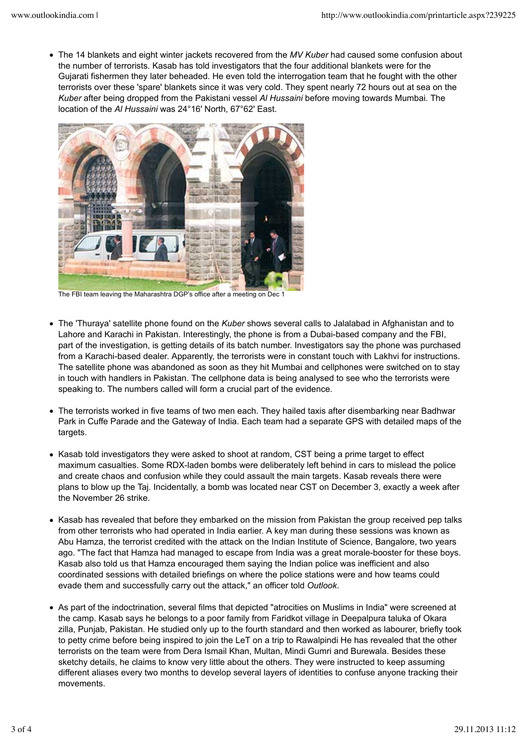- The 14 blankets and eight winter jackets recovered from the *MV Kuber* had caused some confusion about the number of terrorists. Kasab has told investigators that the four additional blankets were for the Gujarati fishermen they later beheaded. He even told the interrogation team that he fought with the other terrorists over these 'spare' blankets since it was very cold. They spent nearly 72 hours out at sea on the *Kuber* after being dropped from the Pakistani vessel *Al Hussaini* before moving towards Mumbai. The location of the *Al Hussaini* was 24°16' North, 67°62' East.

The FBI team leaving the Maharashtra DGP's office after a meeting on Dec 1

- The 'Thuraya' satellite phone found on the *Kuber* shows several calls to Jalalabad in Afghanistan and to Lahore and Karachi in Pakistan. Interestingly, the phone is from a Dubai-based company and the FBI, part of the investigation, is getting details of its batch number. Investigators say the phone was purchased from a Karachi-based dealer. Apparently, the terrorists were in constant touch with Lakhvi for instructions. The satellite phone was abandoned as soon as they hit Mumbai and cellphones were switched on to stay in touch with handlers in Pakistan. The cellphone data is being analysed to see who the terrorists were speaking to. The numbers called will form a crucial part of the evidence.

- The terrorists worked in five teams of two men each. They hailed taxis after disembarking near Badhwar Park in Cuffe Parade and the Gateway of India. Each team had a separate GPS with detailed maps of the targets.

- Kasab told investigators they were asked to shoot at random, CST being a prime target to effect maximum casualties. Some RDX-laden bombs were deliberately left behind in cars to mislead the police and create chaos and confusion while they could assault the main targets. Kasab reveals there were plans to blow up the Taj. Incidentally, a bomb was located near CST on December 3, exactly a week after the November 26 strike.

- Kasab has revealed that before they embarked on the mission from Pakistan the group received pep talks from other terrorists who had operated in India earlier. A key man during these sessions was known as Abu Hamza, the terrorist credited with the attack on the Indian Institute of Science, Bangalore, two years ago. "The fact that Hamza had managed to escape from India was a great morale-booster for these boys. Kasab also told us that Hamza encouraged them saying the Indian police was inefficient and also coordinated sessions with detailed briefings on where the police stations were and how teams could evade them and successfully carry out the attack," an officer told *Outlook*.

- As part of the indoctrination, several films that depicted "atrocities on Muslims in India" were screened at the camp. Kasab says he belongs to a poor family from Faridkot village in Deepalpura taluka of Okara zilla, Punjab, Pakistan. He studied only up to the fourth standard and then worked as labourer, briefly took to petty crime before being inspired to join the LeT on a trip to Rawalpindi He has revealed that the other terrorists on the team were from Dera Ismail Khan, Multan, Mindi Gumri and Burewala. Besides these sketchy details, he claims to know very little about the others. They were instructed to keep assuming different aliases every two months to develop several layers of identities to confuse anyone tracking their movements.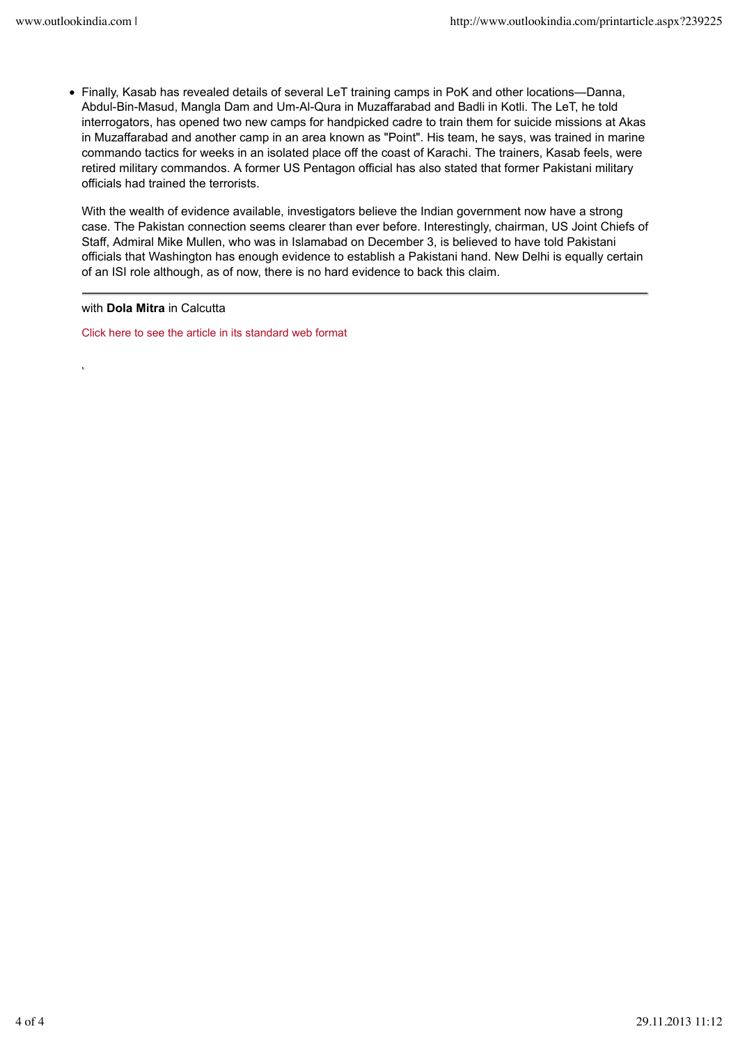- Finally, Kasab has revealed details of several LeT training camps in PoK and other locations—Danna, Abdul-Bin-Masud, Mangla Dam and Um-Al-Qura in Muzaffarabad and Badli in Kotli. The LeT, he told interrogators, has opened two new camps for handpicked cadre to train them for suicide missions at Akas in Muzaffarabad and another camp in an area known as "Point". His team, he says, was trained in marine commando tactics for weeks in an isolated place off the coast of Karachi. The trainers, Kasab feels, were retired military commandos. A former US Pentagon official has also stated that former Pakistani military officials had trained the terrorists.

  With the wealth of evidence available, investigators believe the Indian government now have a strong case. The Pakistan connection seems clearer than ever before. Interestingly, chairman, US Joint Chiefs of Staff, Admiral Mike Mullen, who was in Islamabad on December 3, is believed to have told Pakistani officials that Washington has enough evidence to establish a Pakistani hand. New Delhi is equally certain of an ISI role although, as of now, there is no hard evidence to back this claim.

---

with **Dola Mitra** in Calcutta

Click here to see the article in its standard web format